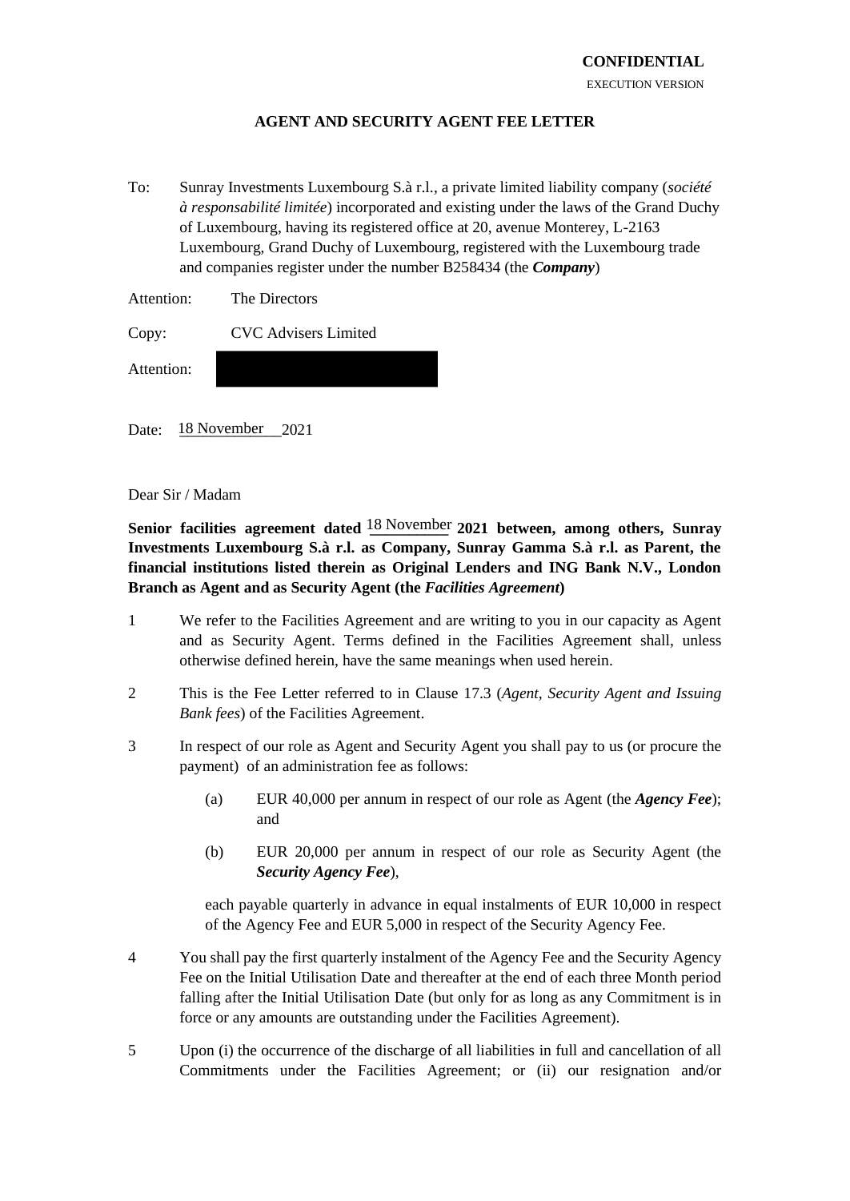**CONFIDENTIAL**

EXECUTION VERSION

# AGENT AND SECURITY AGENT FEE LETTER

To: Sunray Investments Luxembourg S.à r.l., a private limited liability company (*société à responsabilité limitée*) incorporated and existing under the laws of the Grand Duchy of Luxembourg, having its registered office at 20, avenue Monterey, L-2163 Luxembourg, Grand Duchy of Luxembourg, registered with the Luxembourg trade and companies register under the number B258434 (the ***Company***)

Attention: The Directors

Copy: CVC Advisers Limited

Attention: [REDACTED]

Date: 18 November 2021

Dear Sir / Madam

**Senior facilities agreement dated 18 November 2021 between, among others, Sunray Investments Luxembourg S.à r.l. as Company, Sunray Gamma S.à r.l. as Parent, the financial institutions listed therein as Original Lenders and ING Bank N.V., London Branch as Agent and as Security Agent (the *Facilities Agreement*)**

1 We refer to the Facilities Agreement and are writing to you in our capacity as Agent and as Security Agent. Terms defined in the Facilities Agreement shall, unless otherwise defined herein, have the same meanings when used herein.

2 This is the Fee Letter referred to in Clause 17.3 (*Agent, Security Agent and Issuing Bank fees*) of the Facilities Agreement.

3 In respect of our role as Agent and Security Agent you shall pay to us (or procure the payment) of an administration fee as follows:

   (a) EUR 40,000 per annum in respect of our role as Agent (the ***Agency Fee***); and

   (b) EUR 20,000 per annum in respect of our role as Security Agent (the ***Security Agency Fee***),

   each payable quarterly in advance in equal instalments of EUR 10,000 in respect of the Agency Fee and EUR 5,000 in respect of the Security Agency Fee.

4 You shall pay the first quarterly instalment of the Agency Fee and the Security Agency Fee on the Initial Utilisation Date and thereafter at the end of each three Month period falling after the Initial Utilisation Date (but only for as long as any Commitment is in force or any amounts are outstanding under the Facilities Agreement).

5 Upon (i) the occurrence of the discharge of all liabilities in full and cancellation of all Commitments under the Facilities Agreement; or (ii) our resignation and/or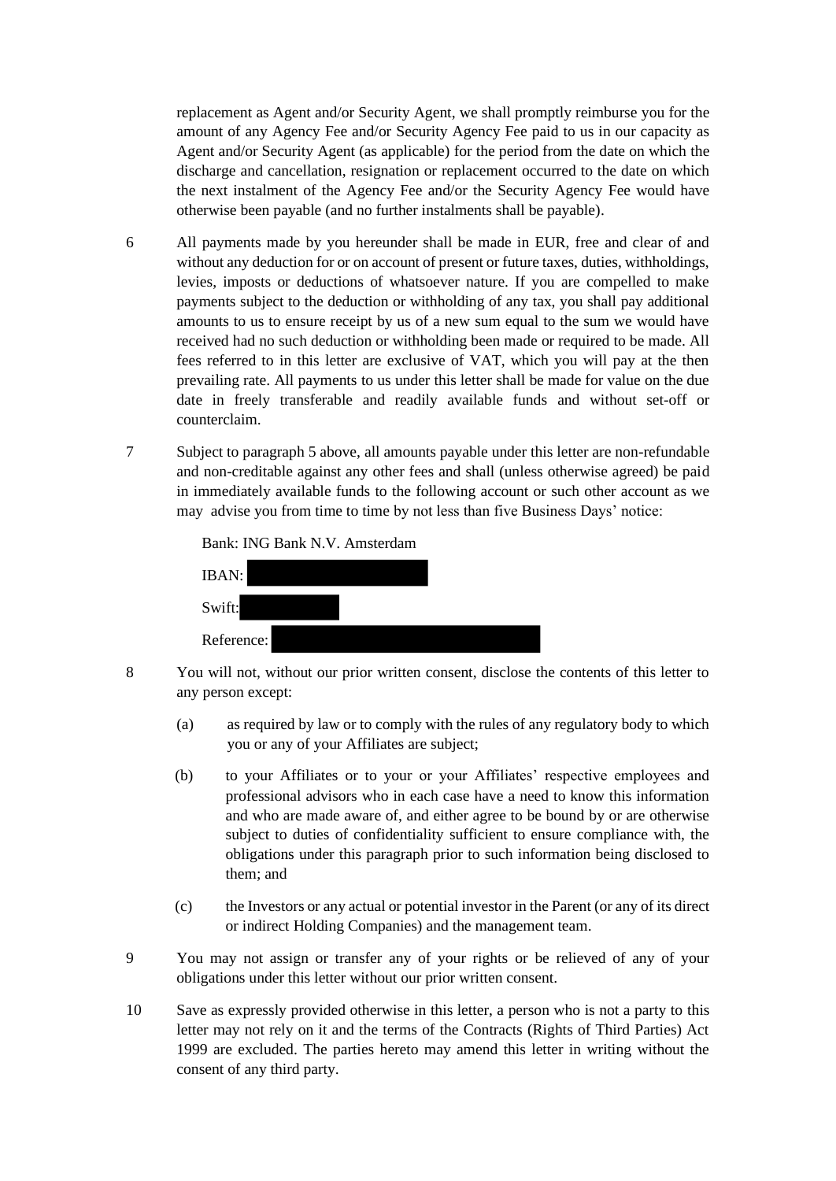replacement as Agent and/or Security Agent, we shall promptly reimburse you for the amount of any Agency Fee and/or Security Agency Fee paid to us in our capacity as Agent and/or Security Agent (as applicable) for the period from the date on which the discharge and cancellation, resignation or replacement occurred to the date on which the next instalment of the Agency Fee and/or the Security Agency Fee would have otherwise been payable (and no further instalments shall be payable).

6 All payments made by you hereunder shall be made in EUR, free and clear of and without any deduction for or on account of present or future taxes, duties, withholdings, levies, imposts or deductions of whatsoever nature. If you are compelled to make payments subject to the deduction or withholding of any tax, you shall pay additional amounts to us to ensure receipt by us of a new sum equal to the sum we would have received had no such deduction or withholding been made or required to be made. All fees referred to in this letter are exclusive of VAT, which you will pay at the then prevailing rate. All payments to us under this letter shall be made for value on the due date in freely transferable and readily available funds and without set-off or counterclaim.

7 Subject to paragraph 5 above, all amounts payable under this letter are non-refundable and non-creditable against any other fees and shall (unless otherwise agreed) be paid in immediately available funds to the following account or such other account as we may advise you from time to time by not less than five Business Days' notice:

Bank: ING Bank N.V. Amsterdam

IBAN: [REDACTED]

Swift: [REDACTED]

Reference: [REDACTED]

8 You will not, without our prior written consent, disclose the contents of this letter to any person except:

(a) as required by law or to comply with the rules of any regulatory body to which you or any of your Affiliates are subject;

(b) to your Affiliates or to your or your Affiliates' respective employees and professional advisors who in each case have a need to know this information and who are made aware of, and either agree to be bound by or are otherwise subject to duties of confidentiality sufficient to ensure compliance with, the obligations under this paragraph prior to such information being disclosed to them; and

(c) the Investors or any actual or potential investor in the Parent (or any of its direct or indirect Holding Companies) and the management team.

9 You may not assign or transfer any of your rights or be relieved of any of your obligations under this letter without our prior written consent.

10 Save as expressly provided otherwise in this letter, a person who is not a party to this letter may not rely on it and the terms of the Contracts (Rights of Third Parties) Act 1999 are excluded. The parties hereto may amend this letter in writing without the consent of any third party.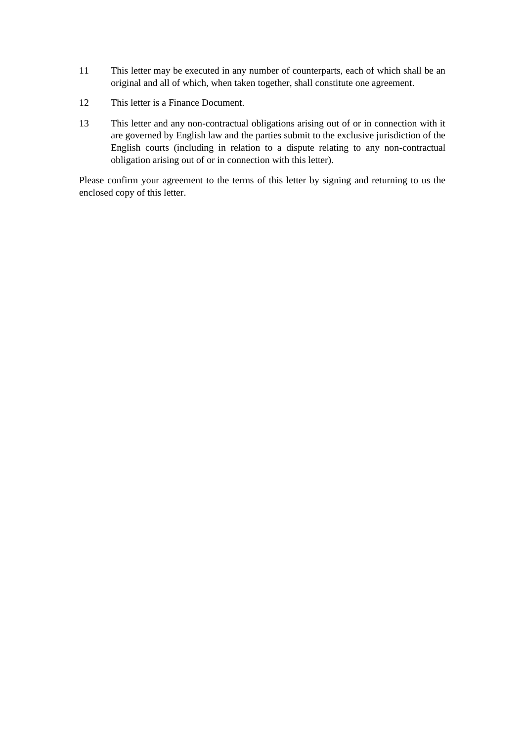11 This letter may be executed in any number of counterparts, each of which shall be an original and all of which, when taken together, shall constitute one agreement.

12 This letter is a Finance Document.

13 This letter and any non-contractual obligations arising out of or in connection with it are governed by English law and the parties submit to the exclusive jurisdiction of the English courts (including in relation to a dispute relating to any non-contractual obligation arising out of or in connection with this letter).

Please confirm your agreement to the terms of this letter by signing and returning to us the enclosed copy of this letter.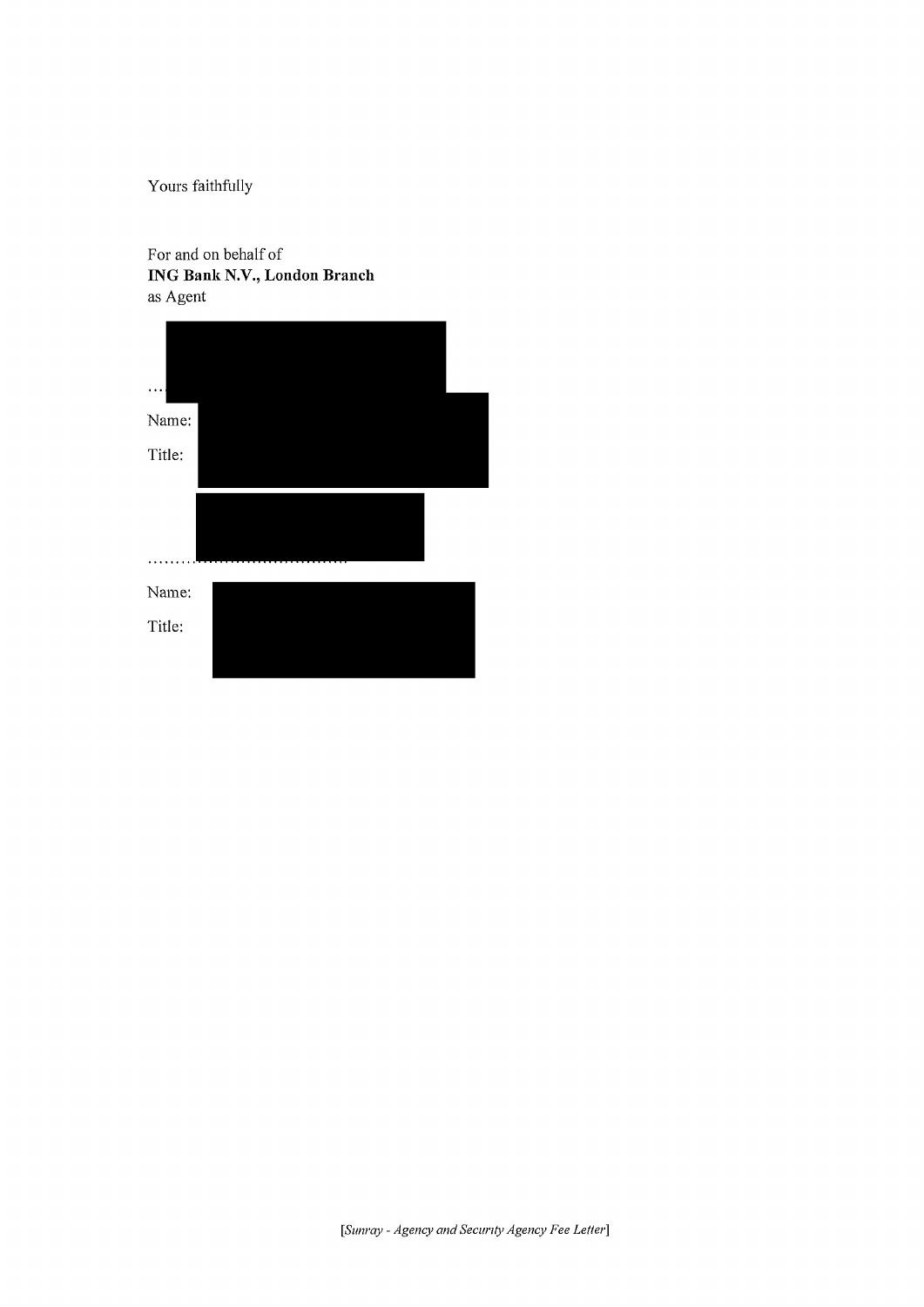Yours faithfully

For and on behalf of
**ING Bank N.V., London Branch**
as Agent

……………………………………

Name:

Title:

……………………………………

Name:

Title: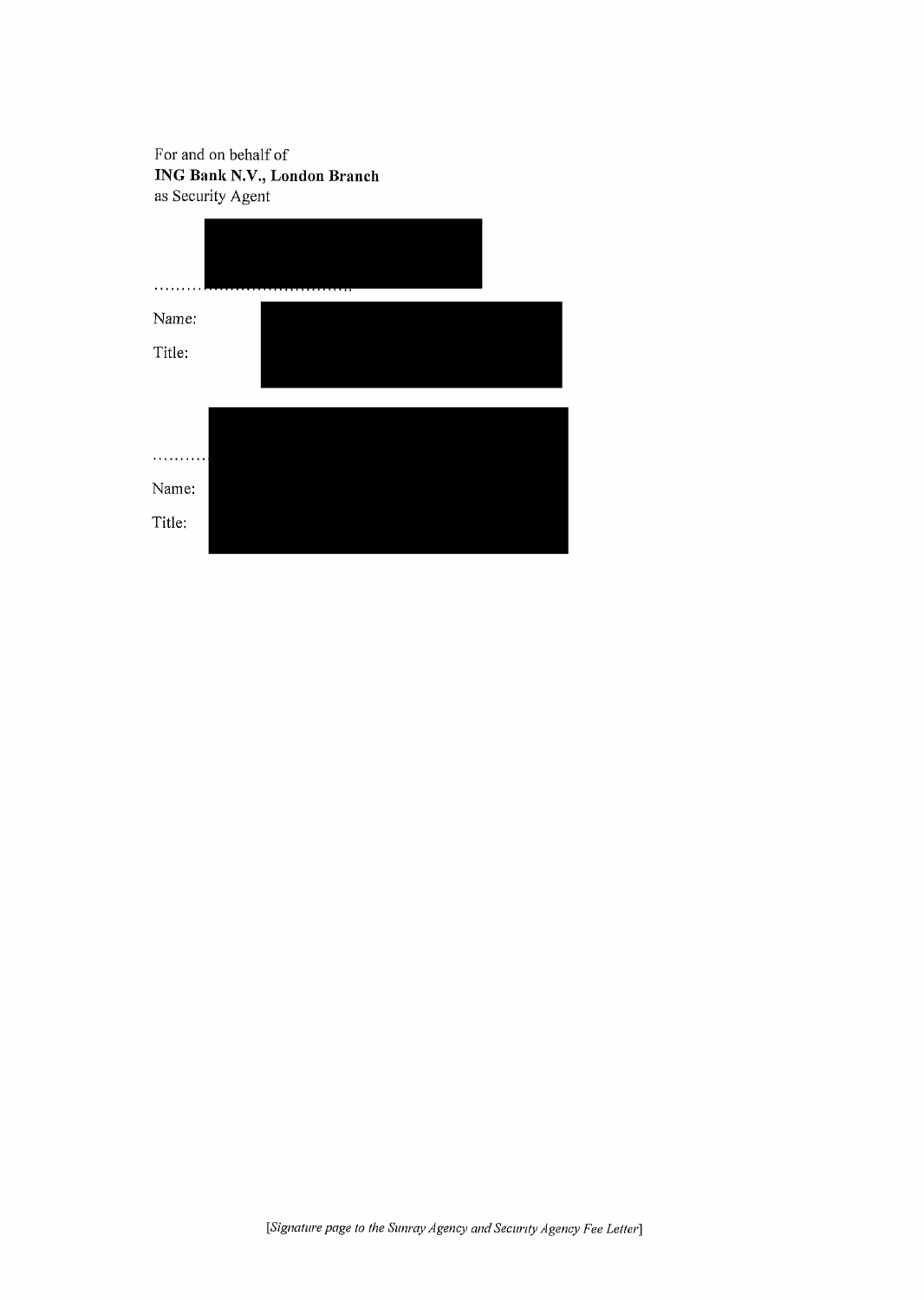For and on behalf of
**ING Bank N.V., London Branch**
as Security Agent

....................................

Name:

Title:

....................................

Name:

Title:

[*Signature page to the Sunray Agency and Security Agency Fee Letter*]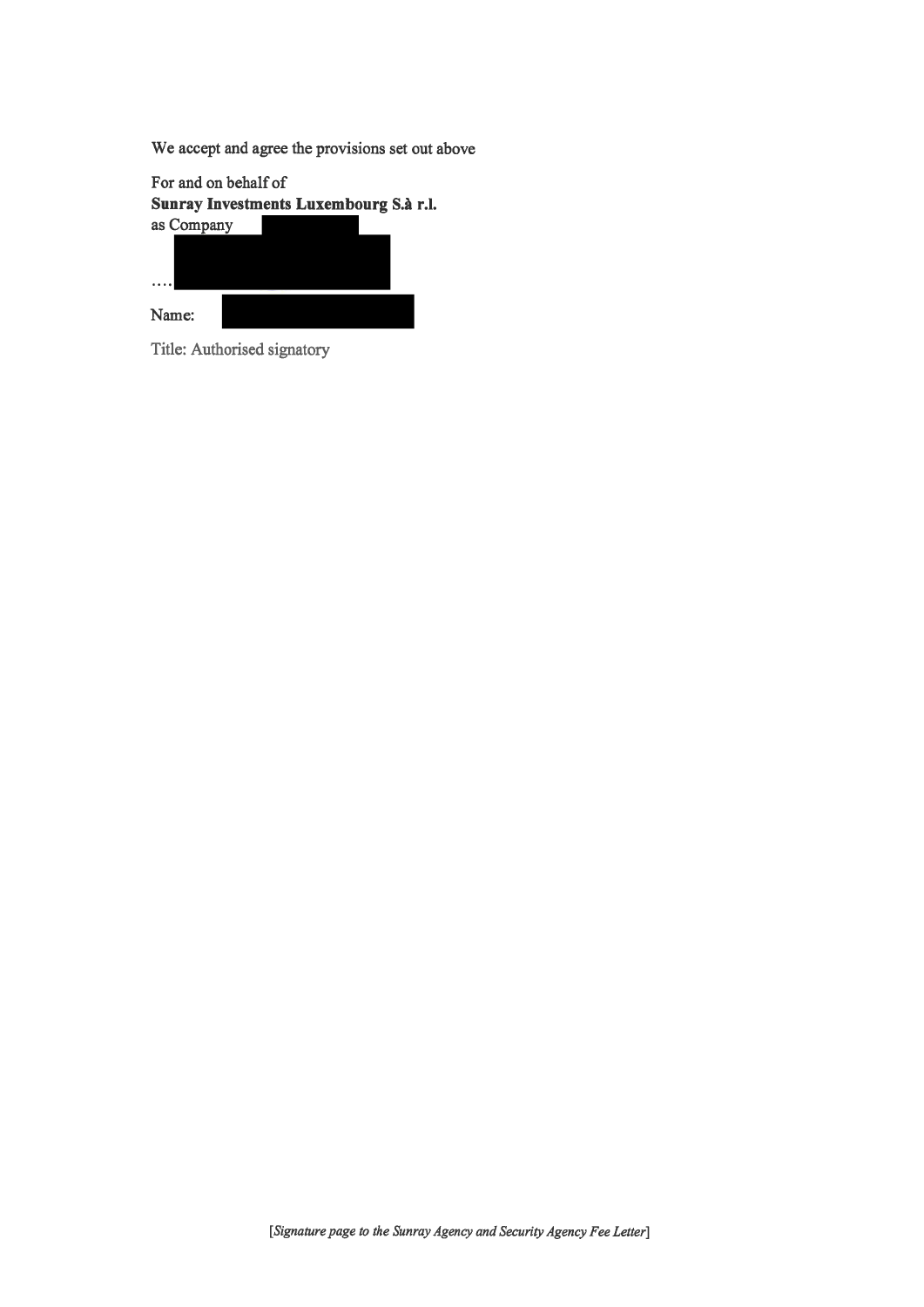We accept and agree the provisions set out above

For and on behalf of
**Sunray Investments Luxembourg S.à r.l.**
as Company

....

Name:

Title: Authorised signatory

[*Signature page to the Sunray Agency and Security Agency Fee Letter*]